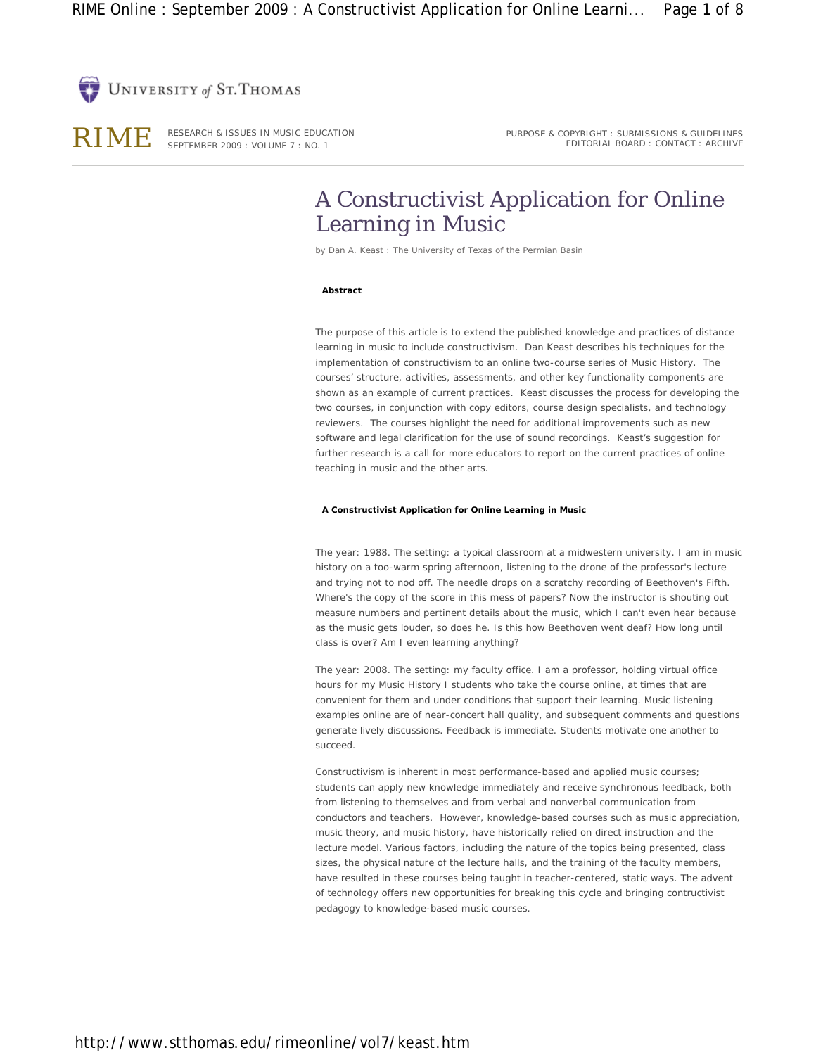UNIVERSITY of ST. THOMAS

RIME — RESEARCH & ISSUES IN MUSIC EDUCATION
SEPTEMBER 2009 : VOLUME 7 : NO. 1

PURPOSE & COPYRIGHT : SUBMISSIONS & GUIDELINES
EDITORIAL BOARD : CONTACT : ARCHIVE

# A Constructivist Application for Online Learning in Music

by Dan A. Keast : The University of Texas of the Permian Basin

**Abstract**

The purpose of this article is to extend the published knowledge and practices of distance learning in music to include constructivism. Dan Keast describes his techniques for the implementation of constructivism to an online two-course series of Music History. The courses' structure, activities, assessments, and other key functionality components are shown as an example of current practices. Keast discusses the process for developing the two courses, in conjunction with copy editors, course design specialists, and technology reviewers. The courses highlight the need for additional improvements such as new software and legal clarification for the use of sound recordings. Keast's suggestion for further research is a call for more educators to report on the current practices of online teaching in music and the other arts.

**A Constructivist Application for Online Learning in Music**

The year: 1988. The setting: a typical classroom at a midwestern university. I am in music history on a too-warm spring afternoon, listening to the drone of the professor's lecture and trying not to nod off. The needle drops on a scratchy recording of Beethoven's Fifth. Where's the copy of the score in this mess of papers? Now the instructor is shouting out measure numbers and pertinent details about the music, which I can't even hear because as the music gets louder, so does he. Is this how Beethoven went deaf? How long until class is over? Am I even learning anything?

The year: 2008. The setting: my faculty office. I am a professor, holding virtual office hours for my Music History I students who take the course online, at times that are convenient for them and under conditions that support their learning. Music listening examples online are of near-concert hall quality, and subsequent comments and questions generate lively discussions. Feedback is immediate. Students motivate one another to succeed.

Constructivism is inherent in most performance-based and applied music courses; students can apply new knowledge immediately and receive synchronous feedback, both from listening to themselves and from verbal and nonverbal communication from conductors and teachers. However, knowledge-based courses such as music appreciation, music theory, and music history, have historically relied on direct instruction and the lecture model. Various factors, including the nature of the topics being presented, class sizes, the physical nature of the lecture halls, and the training of the faculty members, have resulted in these courses being taught in teacher-centered, static ways. The advent of technology offers new opportunities for breaking this cycle and bringing contructivist pedagogy to knowledge-based music courses.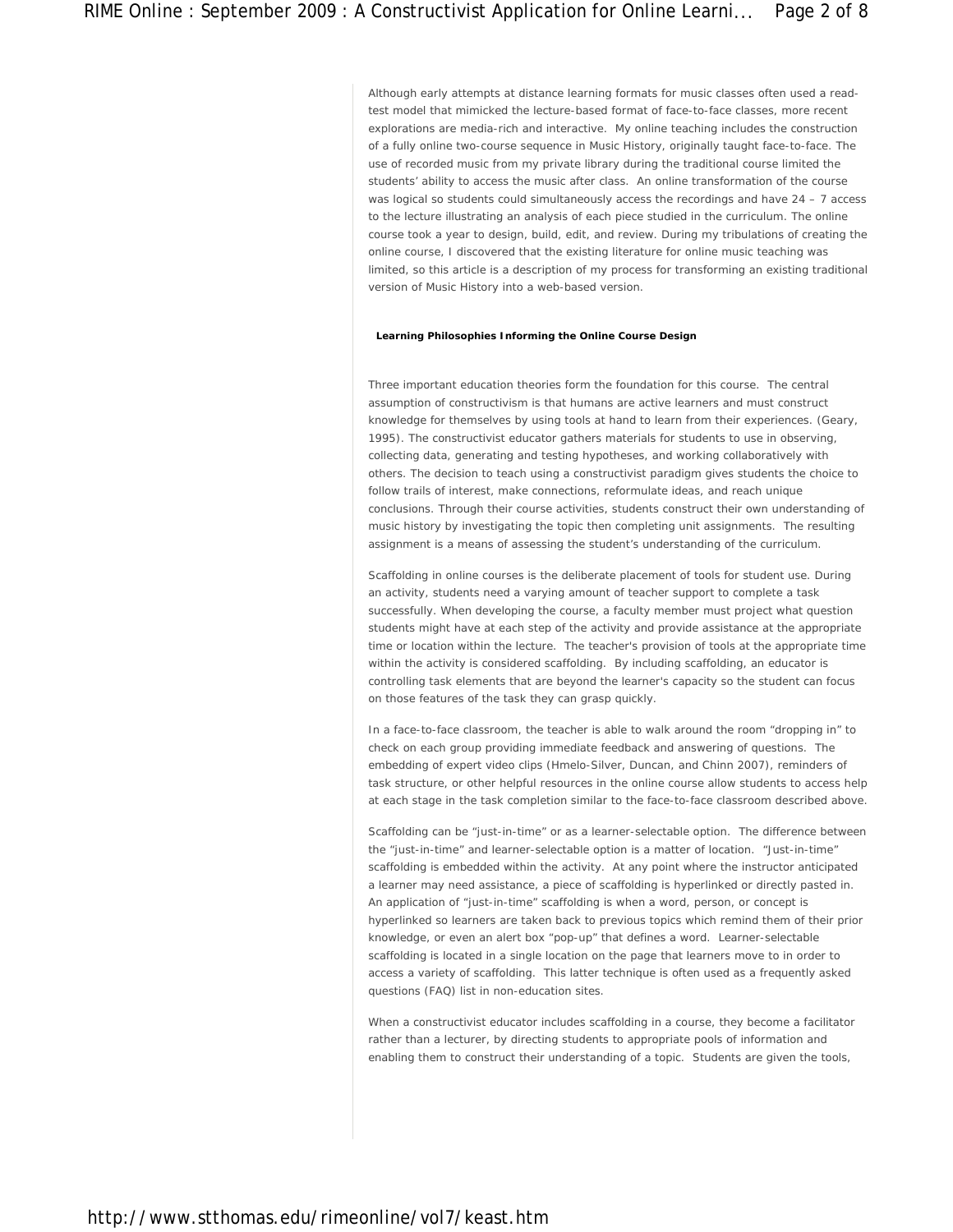Although early attempts at distance learning formats for music classes often used a read-test model that mimicked the lecture-based format of face-to-face classes, more recent explorations are media-rich and interactive. My online teaching includes the construction of a fully online two-course sequence in Music History, originally taught face-to-face. The use of recorded music from my private library during the traditional course limited the students' ability to access the music after class. An online transformation of the course was logical so students could simultaneously access the recordings and have 24 – 7 access to the lecture illustrating an analysis of each piece studied in the curriculum. The online course took a year to design, build, edit, and review. During my tribulations of creating the online course, I discovered that the existing literature for online music teaching was limited, so this article is a description of my process for transforming an existing traditional version of Music History into a web-based version.

**Learning Philosophies Informing the Online Course Design**

Three important education theories form the foundation for this course. The central assumption of constructivism is that humans are active learners and must construct knowledge for themselves by using tools at hand to learn from their experiences. (Geary, 1995). The constructivist educator gathers materials for students to use in observing, collecting data, generating and testing hypotheses, and working collaboratively with others. The decision to teach using a constructivist paradigm gives students the choice to follow trails of interest, make connections, reformulate ideas, and reach unique conclusions. Through their course activities, students construct their own understanding of music history by investigating the topic then completing unit assignments. The resulting assignment is a means of assessing the student's understanding of the curriculum.

Scaffolding in online courses is the deliberate placement of tools for student use. During an activity, students need a varying amount of teacher support to complete a task successfully. When developing the course, a faculty member must project what question students might have at each step of the activity and provide assistance at the appropriate time or location within the lecture. The teacher's provision of tools at the appropriate time within the activity is considered scaffolding. By including scaffolding, an educator is controlling task elements that are beyond the learner's capacity so the student can focus on those features of the task they can grasp quickly.

In a face-to-face classroom, the teacher is able to walk around the room "dropping in" to check on each group providing immediate feedback and answering of questions. The embedding of expert video clips (Hmelo-Silver, Duncan, and Chinn 2007), reminders of task structure, or other helpful resources in the online course allow students to access help at each stage in the task completion similar to the face-to-face classroom described above.

Scaffolding can be "just-in-time" or as a learner-selectable option. The difference between the "just-in-time" and learner-selectable option is a matter of location. "Just-in-time" scaffolding is embedded within the activity. At any point where the instructor anticipated a learner may need assistance, a piece of scaffolding is hyperlinked or directly pasted in. An application of "just-in-time" scaffolding is when a word, person, or concept is hyperlinked so learners are taken back to previous topics which remind them of their prior knowledge, or even an alert box "pop-up" that defines a word. Learner-selectable scaffolding is located in a single location on the page that learners move to in order to access a variety of scaffolding. This latter technique is often used as a frequently asked questions (FAQ) list in non-education sites.

When a constructivist educator includes scaffolding in a course, they become a facilitator rather than a lecturer, by directing students to appropriate pools of information and enabling them to construct their understanding of a topic. Students are given the tools,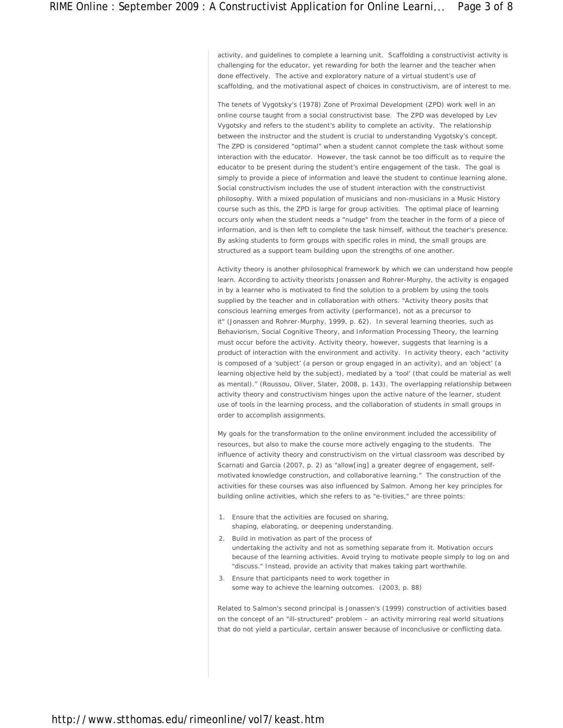activity, and guidelines to complete a learning unit. Scaffolding a constructivist activity is challenging for the educator, yet rewarding for both the learner and the teacher when done effectively. The active and exploratory nature of a virtual student's use of scaffolding, and the motivational aspect of choices in constructivism, are of interest to me.

The tenets of Vygotsky's (1978) Zone of Proximal Development (ZPD) work well in an online course taught from a social constructivist base. The ZPD was developed by Lev Vygotsky and refers to the student's ability to complete an activity. The relationship between the instructor and the student is crucial to understanding Vygotsky's concept. The ZPD is considered "optimal" when a student cannot complete the task without some interaction with the educator. However, the task cannot be too difficult as to require the educator to be present during the student's entire engagement of the task. The goal is simply to provide a piece of information and leave the student to continue learning alone. Social constructivism includes the use of student interaction with the constructivist philosophy. With a mixed population of musicians and non-musicians in a Music History course such as this, the ZPD is large for group activities. The optimal place of learning occurs only when the student needs a "nudge" from the teacher in the form of a piece of information, and is then left to complete the task himself, without the teacher's presence. By asking students to form groups with specific roles in mind, the small groups are structured as a support team building upon the strengths of one another.

Activity theory is another philosophical framework by which we can understand how people learn. According to activity theorists Jonassen and Rohrer-Murphy, the activity is engaged in by a learner who is motivated to find the solution to a problem by using the tools supplied by the teacher and in collaboration with others. "Activity theory posits that conscious learning emerges from activity (performance), not as a precursor to it" (Jonassen and Rohrer-Murphy, 1999, p. 62). In several learning theories, such as Behaviorism, Social Cognitive Theory, and Information Processing Theory, the learning must occur before the activity. Activity theory, however, suggests that learning is a product of interaction with the environment and activity. In activity theory, each "activity is composed of a 'subject' (a person or group engaged in an activity), and an 'object' (a learning objective held by the subject), mediated by a 'tool' (that could be material as well as mental)." (Roussou, Oliver, Slater, 2008, p. 143). The overlapping relationship between activity theory and constructivism hinges upon the active nature of the learner, student use of tools in the learning process, and the collaboration of students in small groups in order to accomplish assignments.

My goals for the transformation to the online environment included the accessibility of resources, but also to make the course more actively engaging to the students. The influence of activity theory and constructivism on the virtual classroom was described by Scarnati and Garcia (2007, p. 2) as "allow[ing] a greater degree of engagement, self-motivated knowledge construction, and collaborative learning." The construction of the activities for these courses was also influenced by Salmon. Among her key principles for building online activities, which she refers to as "e-tivities," are three points:

1. Ensure that the activities are focused on sharing, shaping, elaborating, or deepening understanding.
2. Build in motivation as part of the process of undertaking the activity and not as something separate from it. Motivation occurs because of the learning activities. Avoid trying to motivate people simply to log on and "discuss." Instead, provide an activity that makes taking part worthwhile.
3. Ensure that participants need to work together in some way to achieve the learning outcomes. (2003, p. 88)

Related to Salmon's second principal is Jonassen's (1999) construction of activities based on the concept of an "ill-structured" problem – an activity mirroring real world situations that do not yield a particular, certain answer because of inconclusive or conflicting data.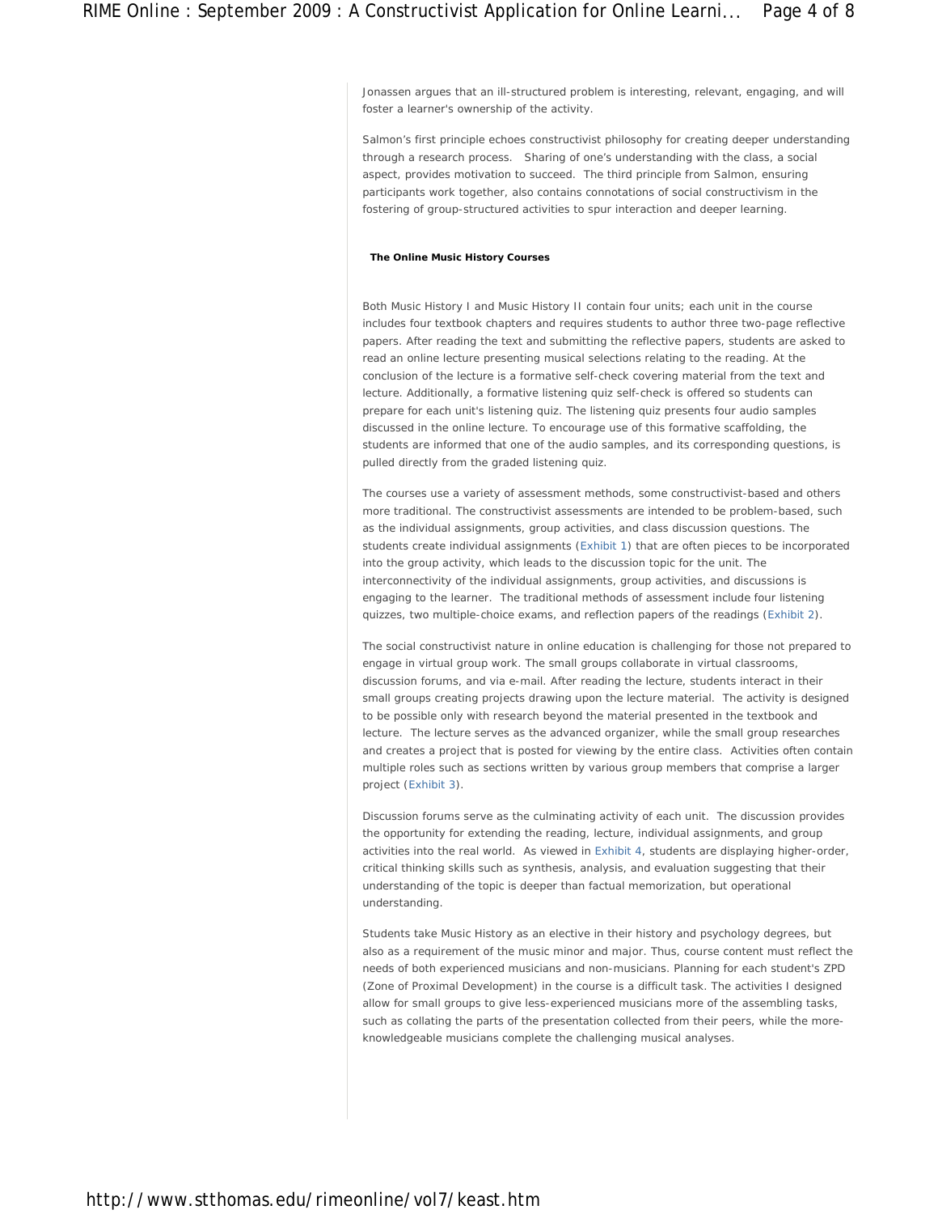Jonassen argues that an ill-structured problem is interesting, relevant, engaging, and will foster a learner's ownership of the activity.

Salmon's first principle echoes constructivist philosophy for creating deeper understanding through a research process. Sharing of one's understanding with the class, a social aspect, provides motivation to succeed. The third principle from Salmon, ensuring participants work together, also contains connotations of social constructivism in the fostering of group-structured activities to spur interaction and deeper learning.

**The Online Music History Courses**

Both Music History I and Music History II contain four units; each unit in the course includes four textbook chapters and requires students to author three two-page reflective papers. After reading the text and submitting the reflective papers, students are asked to read an online lecture presenting musical selections relating to the reading. At the conclusion of the lecture is a formative self-check covering material from the text and lecture. Additionally, a formative listening quiz self-check is offered so students can prepare for each unit's listening quiz. The listening quiz presents four audio samples discussed in the online lecture. To encourage use of this formative scaffolding, the students are informed that one of the audio samples, and its corresponding questions, is pulled directly from the graded listening quiz.

The courses use a variety of assessment methods, some constructivist-based and others more traditional. The constructivist assessments are intended to be problem-based, such as the individual assignments, group activities, and class discussion questions. The students create individual assignments (Exhibit 1) that are often pieces to be incorporated into the group activity, which leads to the discussion topic for the unit. The interconnectivity of the individual assignments, group activities, and discussions is engaging to the learner. The traditional methods of assessment include four listening quizzes, two multiple-choice exams, and reflection papers of the readings (Exhibit 2).

The social constructivist nature in online education is challenging for those not prepared to engage in virtual group work. The small groups collaborate in virtual classrooms, discussion forums, and via e-mail. After reading the lecture, students interact in their small groups creating projects drawing upon the lecture material. The activity is designed to be possible only with research beyond the material presented in the textbook and lecture. The lecture serves as the advanced organizer, while the small group researches and creates a project that is posted for viewing by the entire class. Activities often contain multiple roles such as sections written by various group members that comprise a larger project (Exhibit 3).

Discussion forums serve as the culminating activity of each unit. The discussion provides the opportunity for extending the reading, lecture, individual assignments, and group activities into the real world. As viewed in Exhibit 4, students are displaying higher-order, critical thinking skills such as synthesis, analysis, and evaluation suggesting that their understanding of the topic is deeper than factual memorization, but operational understanding.

Students take Music History as an elective in their history and psychology degrees, but also as a requirement of the music minor and major. Thus, course content must reflect the needs of both experienced musicians and non-musicians. Planning for each student's ZPD (Zone of Proximal Development) in the course is a difficult task. The activities I designed allow for small groups to give less-experienced musicians more of the assembling tasks, such as collating the parts of the presentation collected from their peers, while the more-knowledgeable musicians complete the challenging musical analyses.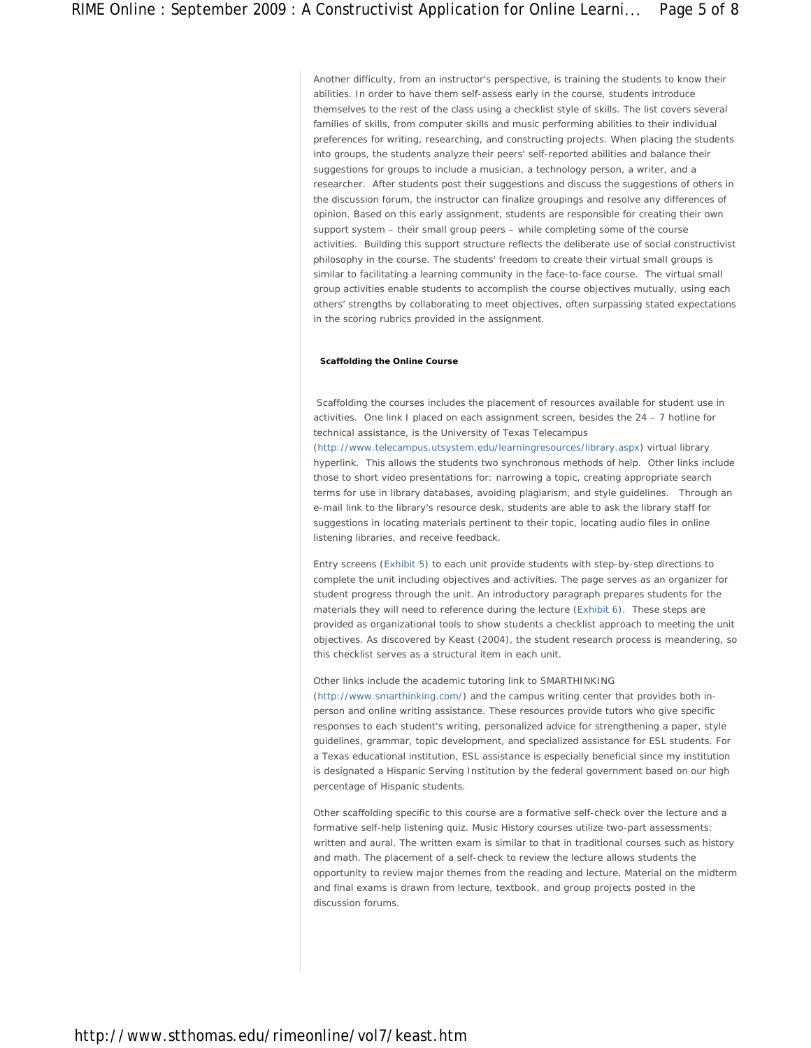Another difficulty, from an instructor's perspective, is training the students to know their abilities. In order to have them self-assess early in the course, students introduce themselves to the rest of the class using a checklist style of skills. The list covers several families of skills, from computer skills and music performing abilities to their individual preferences for writing, researching, and constructing projects. When placing the students into groups, the students analyze their peers' self-reported abilities and balance their suggestions for groups to include a musician, a technology person, a writer, and a researcher. After students post their suggestions and discuss the suggestions of others in the discussion forum, the instructor can finalize groupings and resolve any differences of opinion. Based on this early assignment, students are responsible for creating their own support system – their small group peers – while completing some of the course activities. Building this support structure reflects the deliberate use of social constructivist philosophy in the course. The students' freedom to create their virtual small groups is similar to facilitating a learning community in the face-to-face course. The virtual small group activities enable students to accomplish the course objectives mutually, using each others' strengths by collaborating to meet objectives, often surpassing stated expectations in the scoring rubrics provided in the assignment.

**Scaffolding the Online Course**

Scaffolding the courses includes the placement of resources available for student use in activities. One link I placed on each assignment screen, besides the 24 – 7 hotline for technical assistance, is the University of Texas Telecampus (http://www.telecampus.utsystem.edu/learningresources/library.aspx) virtual library hyperlink. This allows the students two synchronous methods of help. Other links include those to short video presentations for: narrowing a topic, creating appropriate search terms for use in library databases, avoiding plagiarism, and style guidelines. Through an e-mail link to the library's resource desk, students are able to ask the library staff for suggestions in locating materials pertinent to their topic, locating audio files in online listening libraries, and receive feedback.

Entry screens (Exhibit 5) to each unit provide students with step-by-step directions to complete the unit including objectives and activities. The page serves as an organizer for student progress through the unit. An introductory paragraph prepares students for the materials they will need to reference during the lecture (Exhibit 6). These steps are provided as organizational tools to show students a checklist approach to meeting the unit objectives. As discovered by Keast (2004), the student research process is meandering, so this checklist serves as a structural item in each unit.

Other links include the academic tutoring link to SMARTHINKING (http://www.smarthinking.com/) and the campus writing center that provides both in-person and online writing assistance. These resources provide tutors who give specific responses to each student's writing, personalized advice for strengthening a paper, style guidelines, grammar, topic development, and specialized assistance for ESL students. For a Texas educational institution, ESL assistance is especially beneficial since my institution is designated a Hispanic Serving Institution by the federal government based on our high percentage of Hispanic students.

Other scaffolding specific to this course are a formative self-check over the lecture and a formative self-help listening quiz. Music History courses utilize two-part assessments: written and aural. The written exam is similar to that in traditional courses such as history and math. The placement of a self-check to review the lecture allows students the opportunity to review major themes from the reading and lecture. Material on the midterm and final exams is drawn from lecture, textbook, and group projects posted in the discussion forums.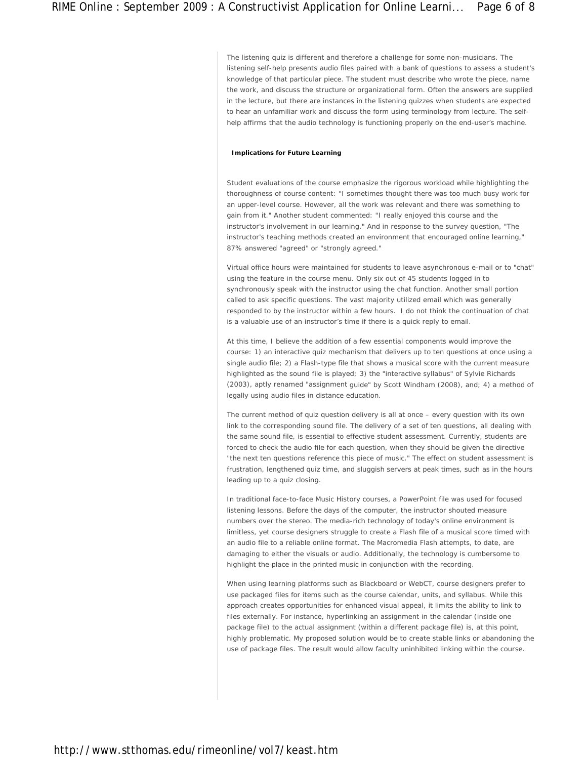The listening quiz is different and therefore a challenge for some non-musicians. The listening self-help presents audio files paired with a bank of questions to assess a student's knowledge of that particular piece. The student must describe who wrote the piece, name the work, and discuss the structure or organizational form. Often the answers are supplied in the lecture, but there are instances in the listening quizzes when students are expected to hear an unfamiliar work and discuss the form using terminology from lecture. The self-help affirms that the audio technology is functioning properly on the end-user's machine.

**Implications for Future Learning**

Student evaluations of the course emphasize the rigorous workload while highlighting the thoroughness of course content: "I sometimes thought there was too much busy work for an upper-level course. However, all the work was relevant and there was something to gain from it." Another student commented: "I really enjoyed this course and the instructor's involvement in our learning." And in response to the survey question, "The instructor's teaching methods created an environment that encouraged online learning," 87% answered "agreed" or "strongly agreed."

Virtual office hours were maintained for students to leave asynchronous e-mail or to "chat" using the feature in the course menu. Only six out of 45 students logged in to synchronously speak with the instructor using the chat function. Another small portion called to ask specific questions. The vast majority utilized email which was generally responded to by the instructor within a few hours. I do not think the continuation of chat is a valuable use of an instructor's time if there is a quick reply to email.

At this time, I believe the addition of a few essential components would improve the course: 1) an interactive quiz mechanism that delivers up to ten questions at once using a single audio file; 2) a Flash-type file that shows a musical score with the current measure highlighted as the sound file is played; 3) the "interactive syllabus" of Sylvie Richards (2003), aptly renamed "assignment guide" by Scott Windham (2008), and; 4) a method of legally using audio files in distance education.

The current method of quiz question delivery is all at once – every question with its own link to the corresponding sound file. The delivery of a set of ten questions, all dealing with the same sound file, is essential to effective student assessment. Currently, students are forced to check the audio file for each question, when they should be given the directive "the next ten questions reference this piece of music." The effect on student assessment is frustration, lengthened quiz time, and sluggish servers at peak times, such as in the hours leading up to a quiz closing.

In traditional face-to-face Music History courses, a PowerPoint file was used for focused listening lessons. Before the days of the computer, the instructor shouted measure numbers over the stereo. The media-rich technology of today's online environment is limitless, yet course designers struggle to create a Flash file of a musical score timed with an audio file to a reliable online format. The Macromedia Flash attempts, to date, are damaging to either the visuals or audio. Additionally, the technology is cumbersome to highlight the place in the printed music in conjunction with the recording.

When using learning platforms such as Blackboard or WebCT, course designers prefer to use packaged files for items such as the course calendar, units, and syllabus. While this approach creates opportunities for enhanced visual appeal, it limits the ability to link to files externally. For instance, hyperlinking an assignment in the calendar (inside one package file) to the actual assignment (within a different package file) is, at this point, highly problematic. My proposed solution would be to create stable links or abandoning the use of package files. The result would allow faculty uninhibited linking within the course.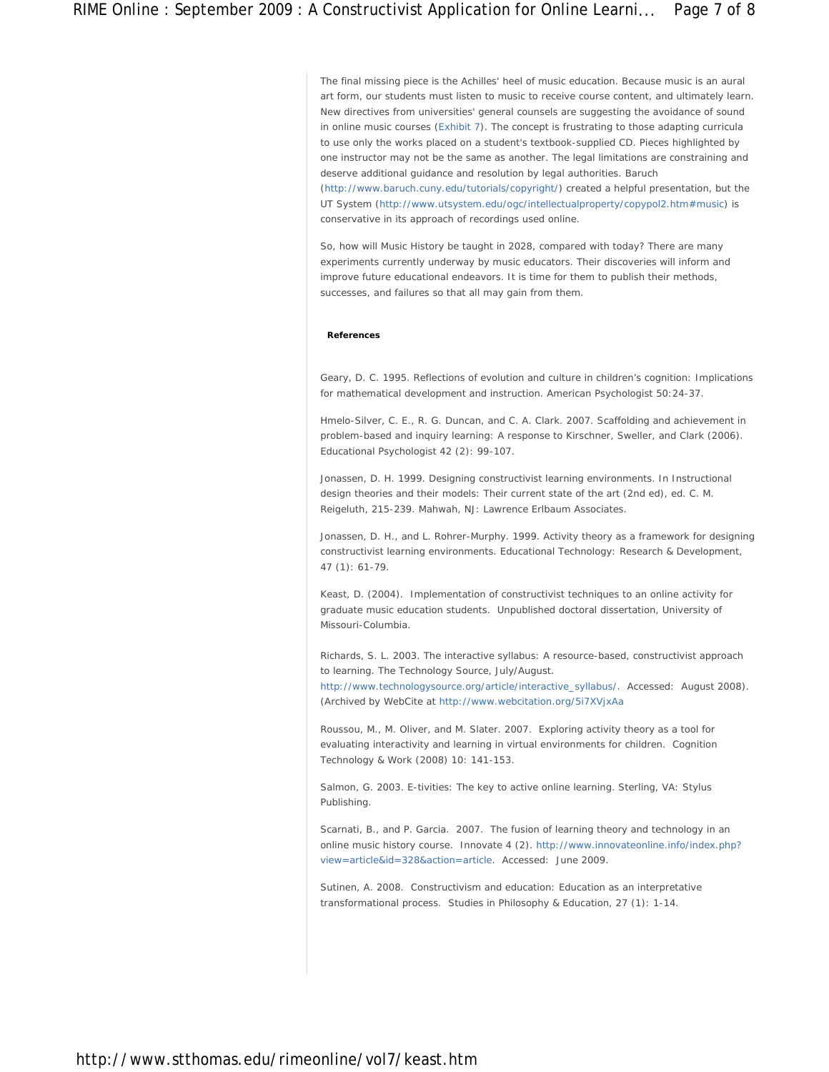The final missing piece is the Achilles' heel of music education. Because music is an aural art form, our students must listen to music to receive course content, and ultimately learn. New directives from universities' general counsels are suggesting the avoidance of sound in online music courses (Exhibit 7). The concept is frustrating to those adapting curricula to use only the works placed on a student's textbook-supplied CD. Pieces highlighted by one instructor may not be the same as another. The legal limitations are constraining and deserve additional guidance and resolution by legal authorities. Baruch (http://www.baruch.cuny.edu/tutorials/copyright/) created a helpful presentation, but the UT System (http://www.utsystem.edu/ogc/intellectualproperty/copypol2.htm#music) is conservative in its approach of recordings used online.

So, how will Music History be taught in 2028, compared with today? There are many experiments currently underway by music educators. Their discoveries will inform and improve future educational endeavors. It is time for them to publish their methods, successes, and failures so that all may gain from them.

**References**

Geary, D. C. 1995. Reflections of evolution and culture in children's cognition: Implications for mathematical development and instruction. American Psychologist 50:24-37.

Hmelo-Silver, C. E., R. G. Duncan, and C. A. Clark. 2007. Scaffolding and achievement in problem-based and inquiry learning: A response to Kirschner, Sweller, and Clark (2006). Educational Psychologist 42 (2): 99-107.

Jonassen, D. H. 1999. Designing constructivist learning environments. In Instructional design theories and their models: Their current state of the art (2nd ed), ed. C. M. Reigeluth, 215-239. Mahwah, NJ: Lawrence Erlbaum Associates.

Jonassen, D. H., and L. Rohrer-Murphy. 1999. Activity theory as a framework for designing constructivist learning environments. Educational Technology: Research & Development, 47 (1): 61-79.

Keast, D. (2004). Implementation of constructivist techniques to an online activity for graduate music education students. Unpublished doctoral dissertation, University of Missouri-Columbia.

Richards, S. L. 2003. The interactive syllabus: A resource-based, constructivist approach to learning. The Technology Source, July/August. http://www.technologysource.org/article/interactive_syllabus/. Accessed: August 2008). (Archived by WebCite at http://www.webcitation.org/5i7XVjxAa

Roussou, M., M. Oliver, and M. Slater. 2007. Exploring activity theory as a tool for evaluating interactivity and learning in virtual environments for children. Cognition Technology & Work (2008) 10: 141-153.

Salmon, G. 2003. E-tivities: The key to active online learning. Sterling, VA: Stylus Publishing.

Scarnati, B., and P. Garcia. 2007. The fusion of learning theory and technology in an online music history course. Innovate 4 (2). http://www.innovateonline.info/index.php?view=article&id=328&action=article. Accessed: June 2009.

Sutinen, A. 2008. Constructivism and education: Education as an interpretative transformational process. Studies in Philosophy & Education, 27 (1): 1-14.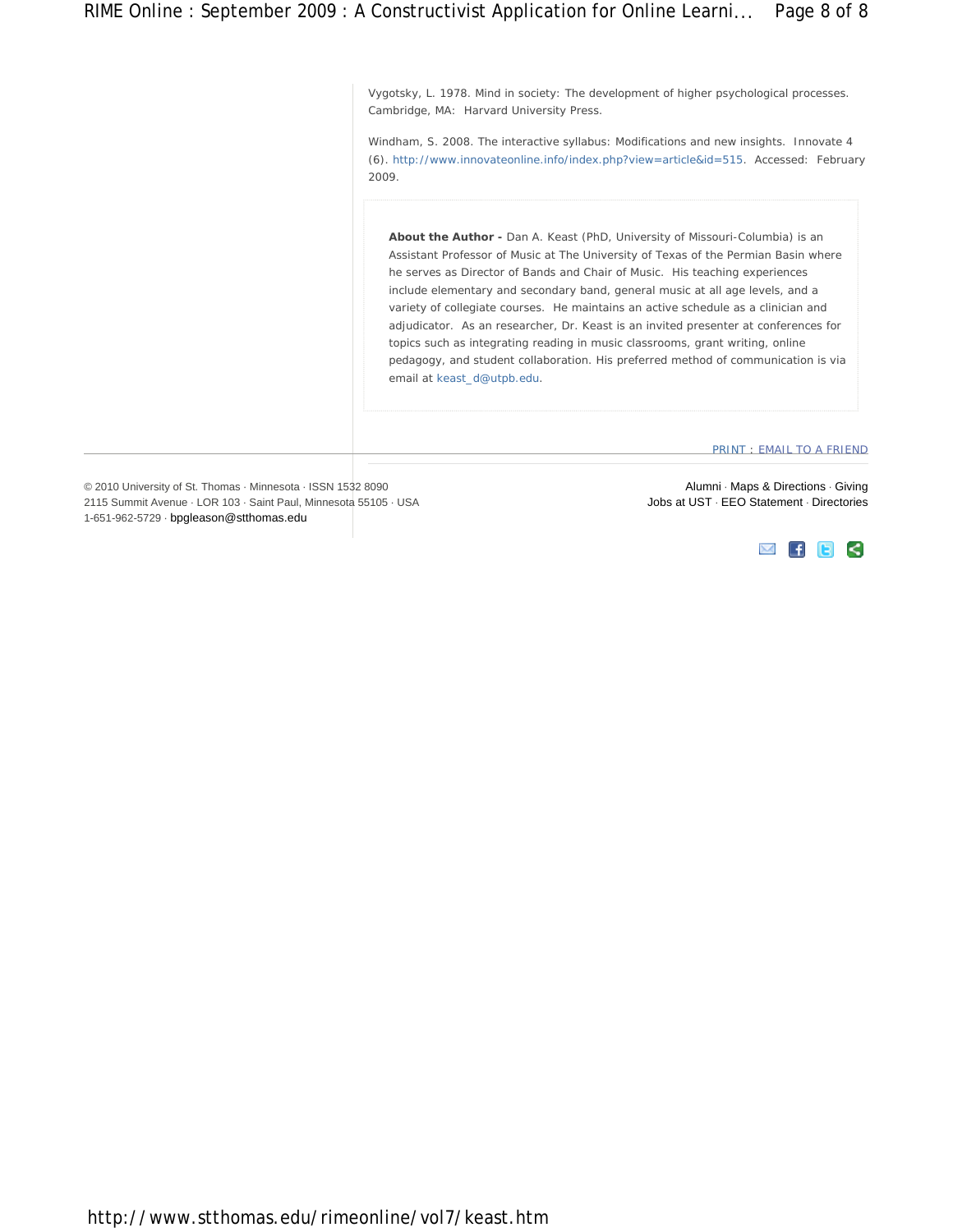Vygotsky, L. 1978. Mind in society: The development of higher psychological processes. Cambridge, MA: Harvard University Press.

Windham, S. 2008. The interactive syllabus: Modifications and new insights. Innovate 4 (6). http://www.innovateonline.info/index.php?view=article&id=515. Accessed: February 2009.

**About the Author -** Dan A. Keast (PhD, University of Missouri-Columbia) is an Assistant Professor of Music at The University of Texas of the Permian Basin where he serves as Director of Bands and Chair of Music. His teaching experiences include elementary and secondary band, general music at all age levels, and a variety of collegiate courses. He maintains an active schedule as a clinician and adjudicator. As an researcher, Dr. Keast is an invited presenter at conferences for topics such as integrating reading in music classrooms, grant writing, online pedagogy, and student collaboration. His preferred method of communication is via email at keast_d@utpb.edu.

PRINT : EMAIL TO A FRIEND

© 2010 University of St. Thomas · Minnesota · ISSN 1532 8090
2115 Summit Avenue · LOR 103 · Saint Paul, Minnesota 55105 · USA
1-651-962-5729 · bpgleason@stthomas.edu

Alumni · Maps & Directions · Giving
Jobs at UST · EEO Statement · Directories